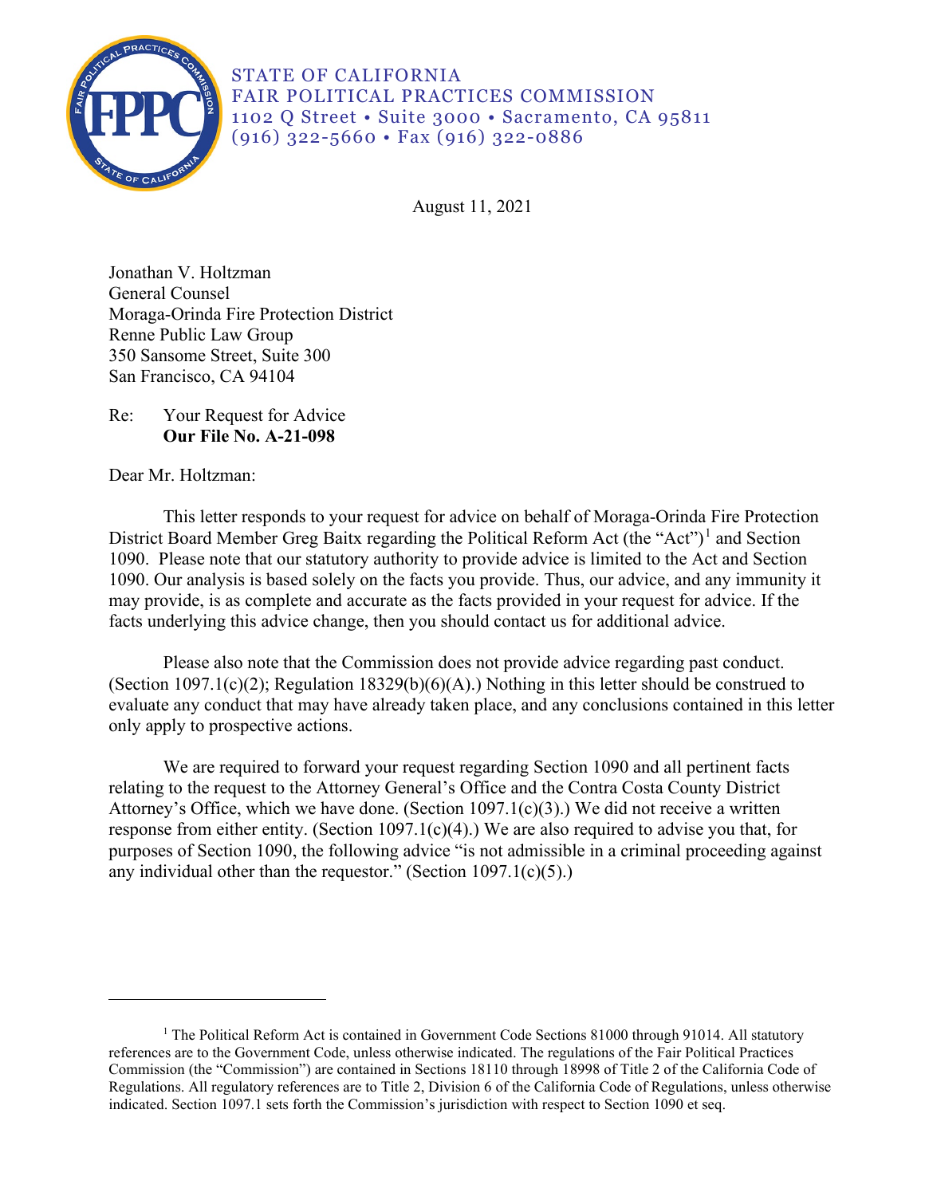STATE OF CALIFORNIA
FAIR POLITICAL PRACTICES COMMISSION
1102 Q Street • Suite 3000 • Sacramento, CA 95811
(916) 322-5660 • Fax (916) 322-0886

August 11, 2021

Jonathan V. Holtzman
General Counsel
Moraga-Orinda Fire Protection District
Renne Public Law Group
350 Sansome Street, Suite 300
San Francisco, CA 94104

Re: Your Request for Advice
**Our File No. A-21-098**

Dear Mr. Holtzman:

This letter responds to your request for advice on behalf of Moraga-Orinda Fire Protection District Board Member Greg Baitx regarding the Political Reform Act (the "Act")[1] and Section 1090. Please note that our statutory authority to provide advice is limited to the Act and Section 1090. Our analysis is based solely on the facts you provide. Thus, our advice, and any immunity it may provide, is as complete and accurate as the facts provided in your request for advice. If the facts underlying this advice change, then you should contact us for additional advice.

Please also note that the Commission does not provide advice regarding past conduct. (Section 1097.1(c)(2); Regulation 18329(b)(6)(A).) Nothing in this letter should be construed to evaluate any conduct that may have already taken place, and any conclusions contained in this letter only apply to prospective actions.

We are required to forward your request regarding Section 1090 and all pertinent facts relating to the request to the Attorney General's Office and the Contra Costa County District Attorney's Office, which we have done. (Section 1097.1(c)(3).) We did not receive a written response from either entity. (Section 1097.1(c)(4).) We are also required to advise you that, for purposes of Section 1090, the following advice "is not admissible in a criminal proceeding against any individual other than the requestor." (Section 1097.1(c)(5).)

---

[1] The Political Reform Act is contained in Government Code Sections 81000 through 91014. All statutory references are to the Government Code, unless otherwise indicated. The regulations of the Fair Political Practices Commission (the "Commission") are contained in Sections 18110 through 18998 of Title 2 of the California Code of Regulations. All regulatory references are to Title 2, Division 6 of the California Code of Regulations, unless otherwise indicated. Section 1097.1 sets forth the Commission's jurisdiction with respect to Section 1090 et seq.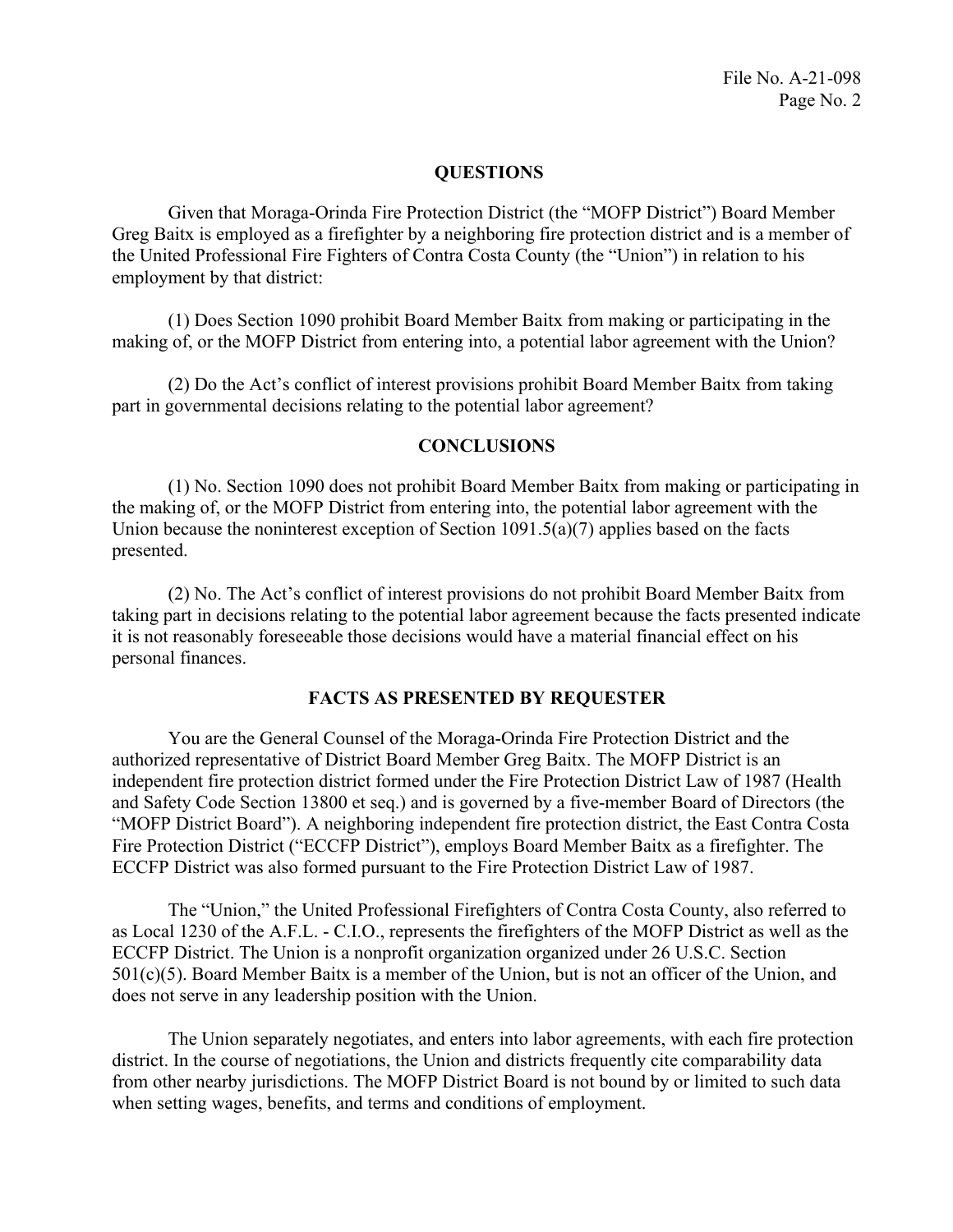## QUESTIONS

Given that Moraga-Orinda Fire Protection District (the "MOFP District") Board Member Greg Baitx is employed as a firefighter by a neighboring fire protection district and is a member of the United Professional Fire Fighters of Contra Costa County (the "Union") in relation to his employment by that district:

(1) Does Section 1090 prohibit Board Member Baitx from making or participating in the making of, or the MOFP District from entering into, a potential labor agreement with the Union?

(2) Do the Act's conflict of interest provisions prohibit Board Member Baitx from taking part in governmental decisions relating to the potential labor agreement?

## CONCLUSIONS

(1) No. Section 1090 does not prohibit Board Member Baitx from making or participating in the making of, or the MOFP District from entering into, the potential labor agreement with the Union because the noninterest exception of Section 1091.5(a)(7) applies based on the facts presented.

(2) No. The Act's conflict of interest provisions do not prohibit Board Member Baitx from taking part in decisions relating to the potential labor agreement because the facts presented indicate it is not reasonably foreseeable those decisions would have a material financial effect on his personal finances.

## FACTS AS PRESENTED BY REQUESTER

You are the General Counsel of the Moraga-Orinda Fire Protection District and the authorized representative of District Board Member Greg Baitx. The MOFP District is an independent fire protection district formed under the Fire Protection District Law of 1987 (Health and Safety Code Section 13800 et seq.) and is governed by a five-member Board of Directors (the "MOFP District Board"). A neighboring independent fire protection district, the East Contra Costa Fire Protection District ("ECCFP District"), employs Board Member Baitx as a firefighter. The ECCFP District was also formed pursuant to the Fire Protection District Law of 1987.

The "Union," the United Professional Firefighters of Contra Costa County, also referred to as Local 1230 of the A.F.L. - C.I.O., represents the firefighters of the MOFP District as well as the ECCFP District. The Union is a nonprofit organization organized under 26 U.S.C. Section 501(c)(5). Board Member Baitx is a member of the Union, but is not an officer of the Union, and does not serve in any leadership position with the Union.

The Union separately negotiates, and enters into labor agreements, with each fire protection district. In the course of negotiations, the Union and districts frequently cite comparability data from other nearby jurisdictions. The MOFP District Board is not bound by or limited to such data when setting wages, benefits, and terms and conditions of employment.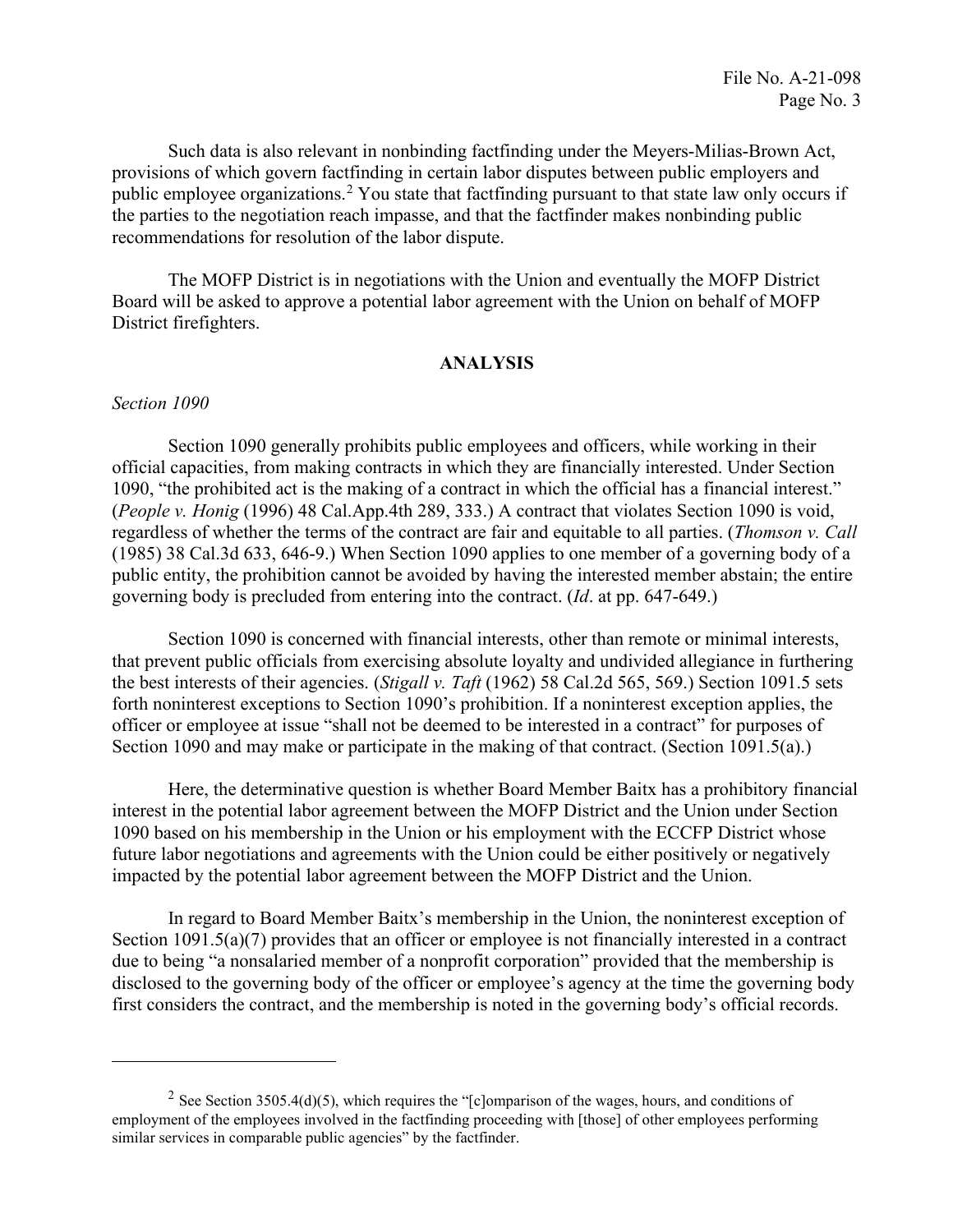Such data is also relevant in nonbinding factfinding under the Meyers-Milias-Brown Act, provisions of which govern factfinding in certain labor disputes between public employers and public employee organizations.[2] You state that factfinding pursuant to that state law only occurs if the parties to the negotiation reach impasse, and that the factfinder makes nonbinding public recommendations for resolution of the labor dispute.

The MOFP District is in negotiations with the Union and eventually the MOFP District Board will be asked to approve a potential labor agreement with the Union on behalf of MOFP District firefighters.

## ANALYSIS

*Section 1090*

Section 1090 generally prohibits public employees and officers, while working in their official capacities, from making contracts in which they are financially interested. Under Section 1090, "the prohibited act is the making of a contract in which the official has a financial interest." (*People v. Honig* (1996) 48 Cal.App.4th 289, 333.) A contract that violates Section 1090 is void, regardless of whether the terms of the contract are fair and equitable to all parties. (*Thomson v. Call* (1985) 38 Cal.3d 633, 646-9.) When Section 1090 applies to one member of a governing body of a public entity, the prohibition cannot be avoided by having the interested member abstain; the entire governing body is precluded from entering into the contract. (*Id*. at pp. 647-649.)

Section 1090 is concerned with financial interests, other than remote or minimal interests, that prevent public officials from exercising absolute loyalty and undivided allegiance in furthering the best interests of their agencies. (*Stigall v. Taft* (1962) 58 Cal.2d 565, 569.) Section 1091.5 sets forth noninterest exceptions to Section 1090's prohibition. If a noninterest exception applies, the officer or employee at issue "shall not be deemed to be interested in a contract" for purposes of Section 1090 and may make or participate in the making of that contract. (Section 1091.5(a).)

Here, the determinative question is whether Board Member Baitx has a prohibitory financial interest in the potential labor agreement between the MOFP District and the Union under Section 1090 based on his membership in the Union or his employment with the ECCFP District whose future labor negotiations and agreements with the Union could be either positively or negatively impacted by the potential labor agreement between the MOFP District and the Union.

In regard to Board Member Baitx's membership in the Union, the noninterest exception of Section 1091.5(a)(7) provides that an officer or employee is not financially interested in a contract due to being "a nonsalaried member of a nonprofit corporation" provided that the membership is disclosed to the governing body of the officer or employee's agency at the time the governing body first considers the contract, and the membership is noted in the governing body's official records.

---

[2] See Section 3505.4(d)(5), which requires the "[c]omparison of the wages, hours, and conditions of employment of the employees involved in the factfinding proceeding with [those] of other employees performing similar services in comparable public agencies" by the factfinder.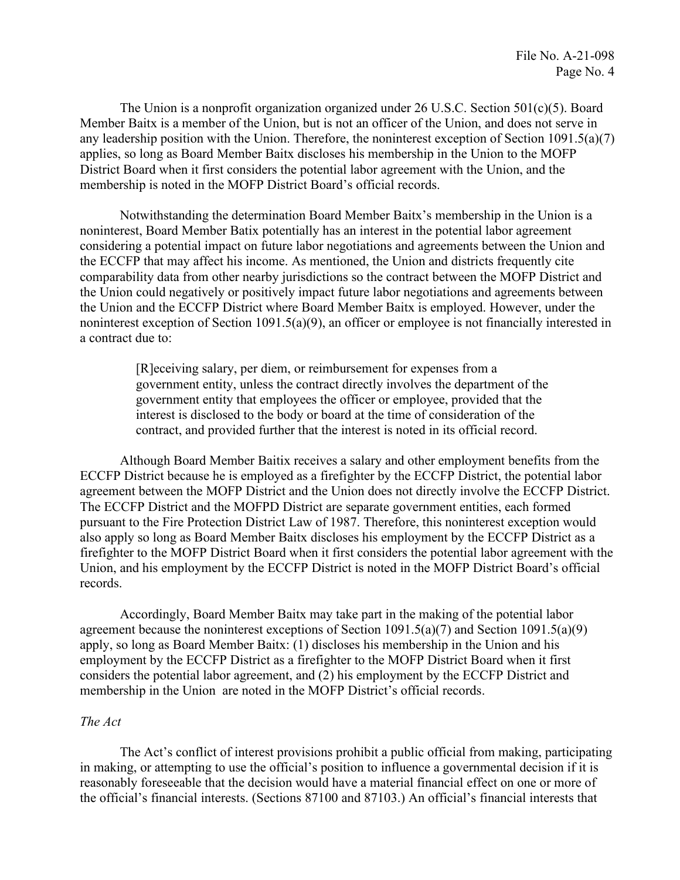The Union is a nonprofit organization organized under 26 U.S.C. Section 501(c)(5). Board Member Baitx is a member of the Union, but is not an officer of the Union, and does not serve in any leadership position with the Union. Therefore, the noninterest exception of Section 1091.5(a)(7) applies, so long as Board Member Baitx discloses his membership in the Union to the MOFP District Board when it first considers the potential labor agreement with the Union, and the membership is noted in the MOFP District Board's official records.

Notwithstanding the determination Board Member Baitx's membership in the Union is a noninterest, Board Member Batix potentially has an interest in the potential labor agreement considering a potential impact on future labor negotiations and agreements between the Union and the ECCFP that may affect his income. As mentioned, the Union and districts frequently cite comparability data from other nearby jurisdictions so the contract between the MOFP District and the Union could negatively or positively impact future labor negotiations and agreements between the Union and the ECCFP District where Board Member Baitx is employed. However, under the noninterest exception of Section 1091.5(a)(9), an officer or employee is not financially interested in a contract due to:

> [R]eceiving salary, per diem, or reimbursement for expenses from a government entity, unless the contract directly involves the department of the government entity that employees the officer or employee, provided that the interest is disclosed to the body or board at the time of consideration of the contract, and provided further that the interest is noted in its official record.

Although Board Member Baitix receives a salary and other employment benefits from the ECCFP District because he is employed as a firefighter by the ECCFP District, the potential labor agreement between the MOFP District and the Union does not directly involve the ECCFP District. The ECCFP District and the MOFPD District are separate government entities, each formed pursuant to the Fire Protection District Law of 1987. Therefore, this noninterest exception would also apply so long as Board Member Baitx discloses his employment by the ECCFP District as a firefighter to the MOFP District Board when it first considers the potential labor agreement with the Union, and his employment by the ECCFP District is noted in the MOFP District Board's official records.

Accordingly, Board Member Baitx may take part in the making of the potential labor agreement because the noninterest exceptions of Section 1091.5(a)(7) and Section 1091.5(a)(9) apply, so long as Board Member Baitx: (1) discloses his membership in the Union and his employment by the ECCFP District as a firefighter to the MOFP District Board when it first considers the potential labor agreement, and (2) his employment by the ECCFP District and membership in the Union are noted in the MOFP District's official records.

*The Act*

The Act's conflict of interest provisions prohibit a public official from making, participating in making, or attempting to use the official's position to influence a governmental decision if it is reasonably foreseeable that the decision would have a material financial effect on one or more of the official's financial interests. (Sections 87100 and 87103.) An official's financial interests that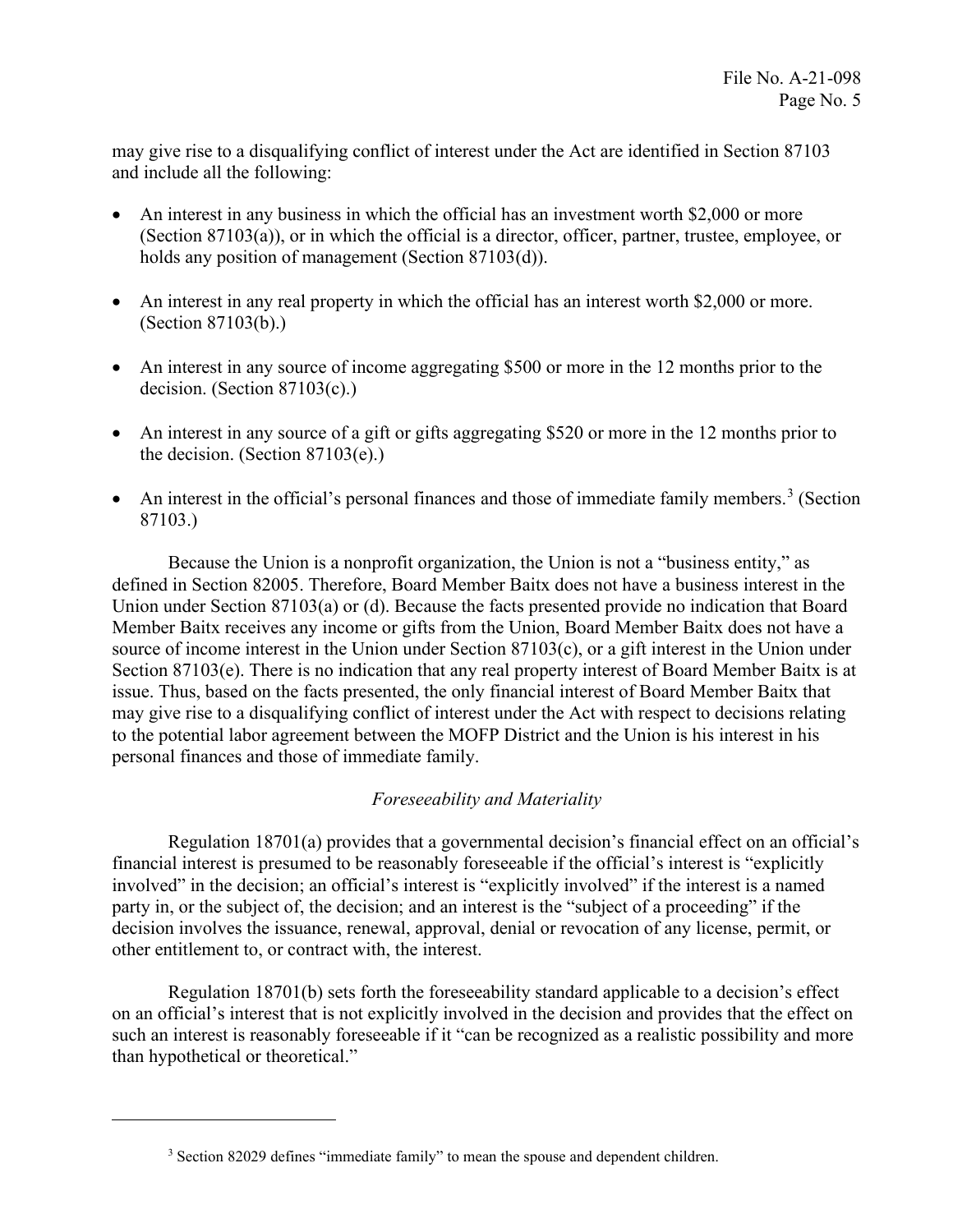may give rise to a disqualifying conflict of interest under the Act are identified in Section 87103 and include all the following:

- An interest in any business in which the official has an investment worth $2,000 or more (Section 87103(a)), or in which the official is a director, officer, partner, trustee, employee, or holds any position of management (Section 87103(d)).
- An interest in any real property in which the official has an interest worth $2,000 or more. (Section 87103(b).)
- An interest in any source of income aggregating $500 or more in the 12 months prior to the decision. (Section 87103(c).)
- An interest in any source of a gift or gifts aggregating $520 or more in the 12 months prior to the decision. (Section 87103(e).)
- An interest in the official's personal finances and those of immediate family members.[3] (Section 87103.)

Because the Union is a nonprofit organization, the Union is not a "business entity," as defined in Section 82005. Therefore, Board Member Baitx does not have a business interest in the Union under Section 87103(a) or (d). Because the facts presented provide no indication that Board Member Baitx receives any income or gifts from the Union, Board Member Baitx does not have a source of income interest in the Union under Section 87103(c), or a gift interest in the Union under Section 87103(e). There is no indication that any real property interest of Board Member Baitx is at issue. Thus, based on the facts presented, the only financial interest of Board Member Baitx that may give rise to a disqualifying conflict of interest under the Act with respect to decisions relating to the potential labor agreement between the MOFP District and the Union is his interest in his personal finances and those of immediate family.

*Foreseeability and Materiality*

Regulation 18701(a) provides that a governmental decision's financial effect on an official's financial interest is presumed to be reasonably foreseeable if the official's interest is "explicitly involved" in the decision; an official's interest is "explicitly involved" if the interest is a named party in, or the subject of, the decision; and an interest is the "subject of a proceeding" if the decision involves the issuance, renewal, approval, denial or revocation of any license, permit, or other entitlement to, or contract with, the interest.

Regulation 18701(b) sets forth the foreseeability standard applicable to a decision's effect on an official's interest that is not explicitly involved in the decision and provides that the effect on such an interest is reasonably foreseeable if it "can be recognized as a realistic possibility and more than hypothetical or theoretical."

[3] Section 82029 defines "immediate family" to mean the spouse and dependent children.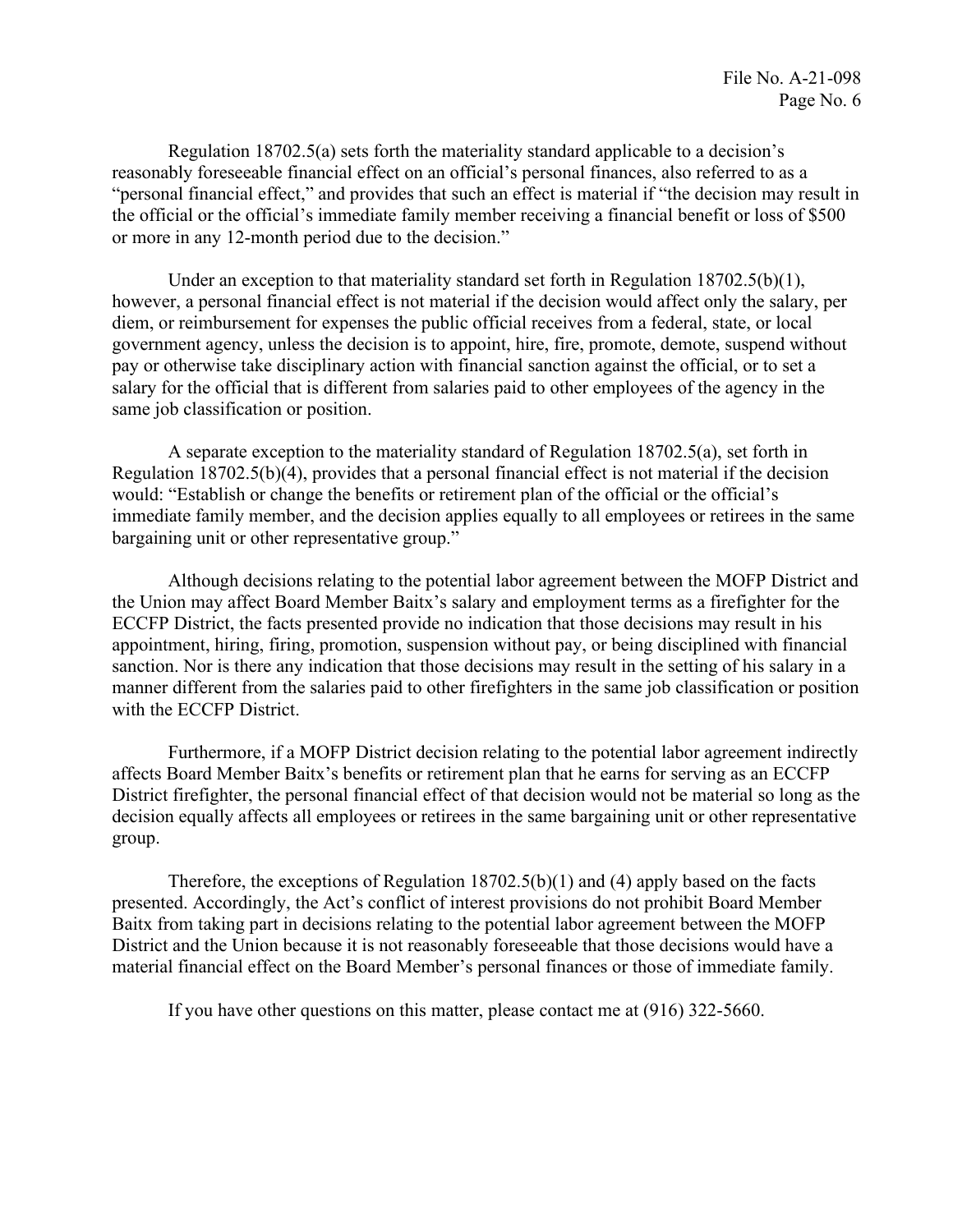Regulation 18702.5(a) sets forth the materiality standard applicable to a decision's reasonably foreseeable financial effect on an official's personal finances, also referred to as a "personal financial effect," and provides that such an effect is material if "the decision may result in the official or the official's immediate family member receiving a financial benefit or loss of $500 or more in any 12-month period due to the decision."

Under an exception to that materiality standard set forth in Regulation 18702.5(b)(1), however, a personal financial effect is not material if the decision would affect only the salary, per diem, or reimbursement for expenses the public official receives from a federal, state, or local government agency, unless the decision is to appoint, hire, fire, promote, demote, suspend without pay or otherwise take disciplinary action with financial sanction against the official, or to set a salary for the official that is different from salaries paid to other employees of the agency in the same job classification or position.

A separate exception to the materiality standard of Regulation 18702.5(a), set forth in Regulation 18702.5(b)(4), provides that a personal financial effect is not material if the decision would: "Establish or change the benefits or retirement plan of the official or the official's immediate family member, and the decision applies equally to all employees or retirees in the same bargaining unit or other representative group."

Although decisions relating to the potential labor agreement between the MOFP District and the Union may affect Board Member Baitx's salary and employment terms as a firefighter for the ECCFP District, the facts presented provide no indication that those decisions may result in his appointment, hiring, firing, promotion, suspension without pay, or being disciplined with financial sanction. Nor is there any indication that those decisions may result in the setting of his salary in a manner different from the salaries paid to other firefighters in the same job classification or position with the ECCFP District.

Furthermore, if a MOFP District decision relating to the potential labor agreement indirectly affects Board Member Baitx's benefits or retirement plan that he earns for serving as an ECCFP District firefighter, the personal financial effect of that decision would not be material so long as the decision equally affects all employees or retirees in the same bargaining unit or other representative group.

Therefore, the exceptions of Regulation 18702.5(b)(1) and (4) apply based on the facts presented. Accordingly, the Act's conflict of interest provisions do not prohibit Board Member Baitx from taking part in decisions relating to the potential labor agreement between the MOFP District and the Union because it is not reasonably foreseeable that those decisions would have a material financial effect on the Board Member's personal finances or those of immediate family.

If you have other questions on this matter, please contact me at (916) 322-5660.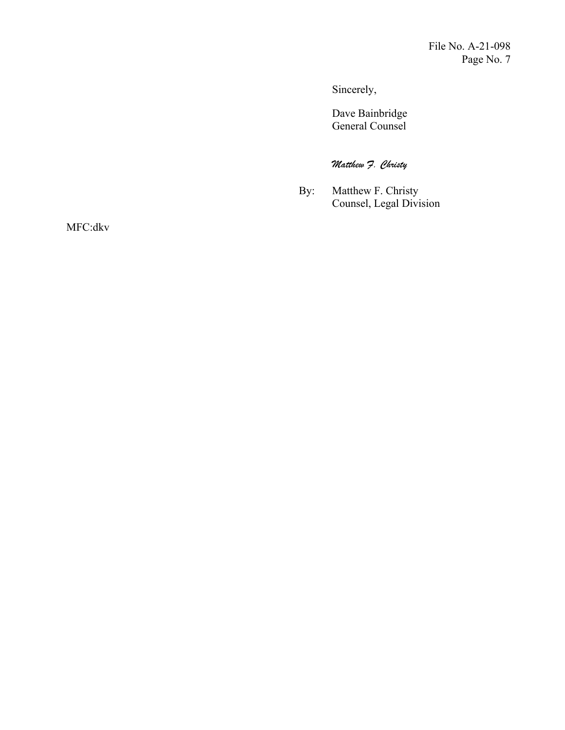Sincerely,

Dave Bainbridge
General Counsel

*Matthew F. Christy*

By: Matthew F. Christy
Counsel, Legal Division

MFC:dkv